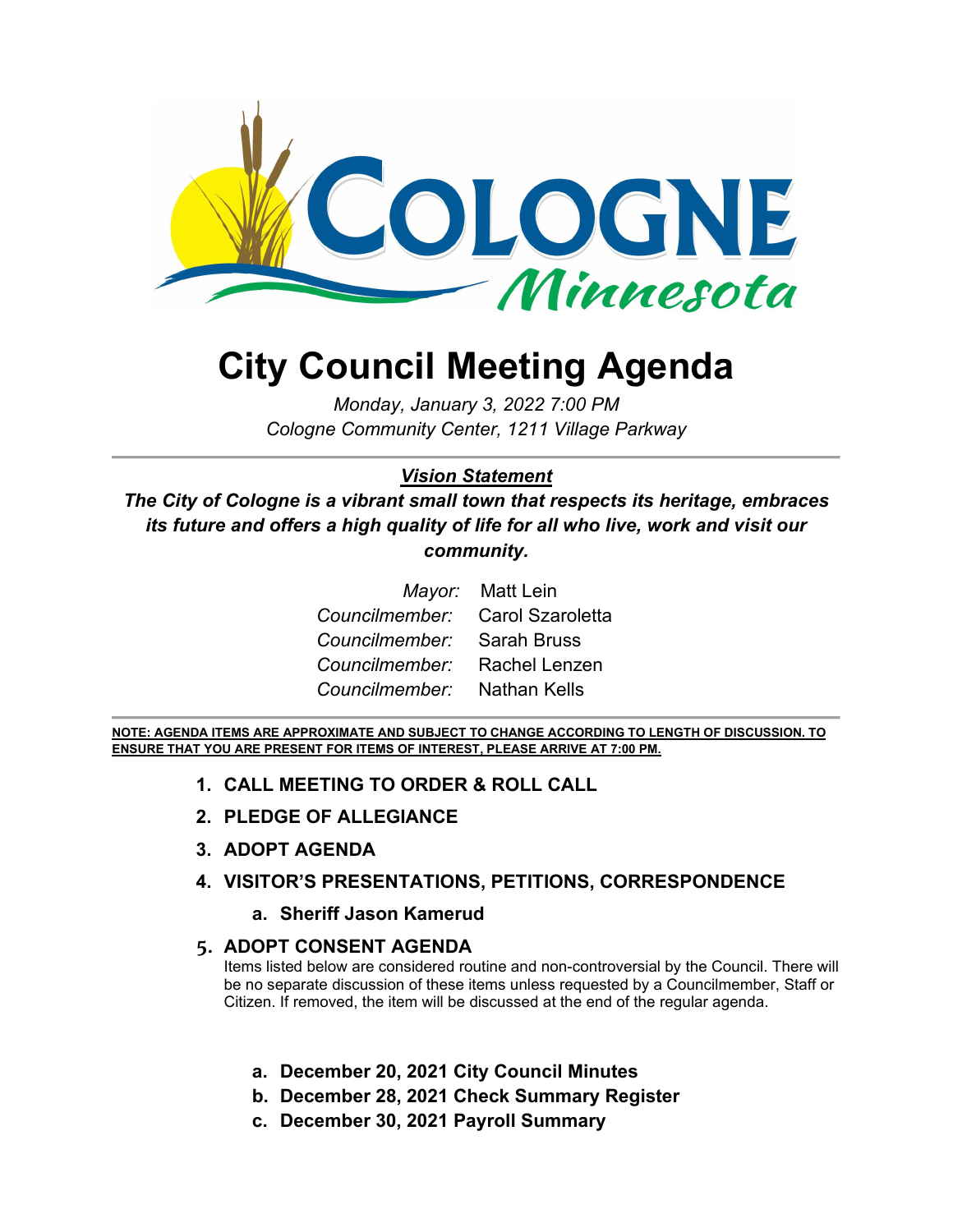# City Council Meeting Agenda

*Monday, January 3, 2022 7:00 PM*
*Cologne Community Center, 1211 Village Parkway*

---

***Vision Statement***

***The City of Cologne is a vibrant small town that respects its heritage, embraces its future and offers a high quality of life for all who live, work and visit our community.***

| | |
|---|---|
| *Mayor:* | Matt Lein |
| *Councilmember:* | Carol Szaroletta |
| *Councilmember:* | Sarah Bruss |
| *Councilmember:* | Rachel Lenzen |
| *Councilmember:* | Nathan Kells |

---

**NOTE: AGENDA ITEMS ARE APPROXIMATE AND SUBJECT TO CHANGE ACCORDING TO LENGTH OF DISCUSSION. TO ENSURE THAT YOU ARE PRESENT FOR ITEMS OF INTEREST, PLEASE ARRIVE AT 7:00 PM.**

1. **CALL MEETING TO ORDER & ROLL CALL**
2. **PLEDGE OF ALLEGIANCE**
3. **ADOPT AGENDA**
4. **VISITOR'S PRESENTATIONS, PETITIONS, CORRESPONDENCE**
   a. **Sheriff Jason Kamerud**
5. **ADOPT CONSENT AGENDA**

   Items listed below are considered routine and non-controversial by the Council. There will be no separate discussion of these items unless requested by a Councilmember, Staff or Citizen. If removed, the item will be discussed at the end of the regular agenda.

   a. **December 20, 2021 City Council Minutes**
   b. **December 28, 2021 Check Summary Register**
   c. **December 30, 2021 Payroll Summary**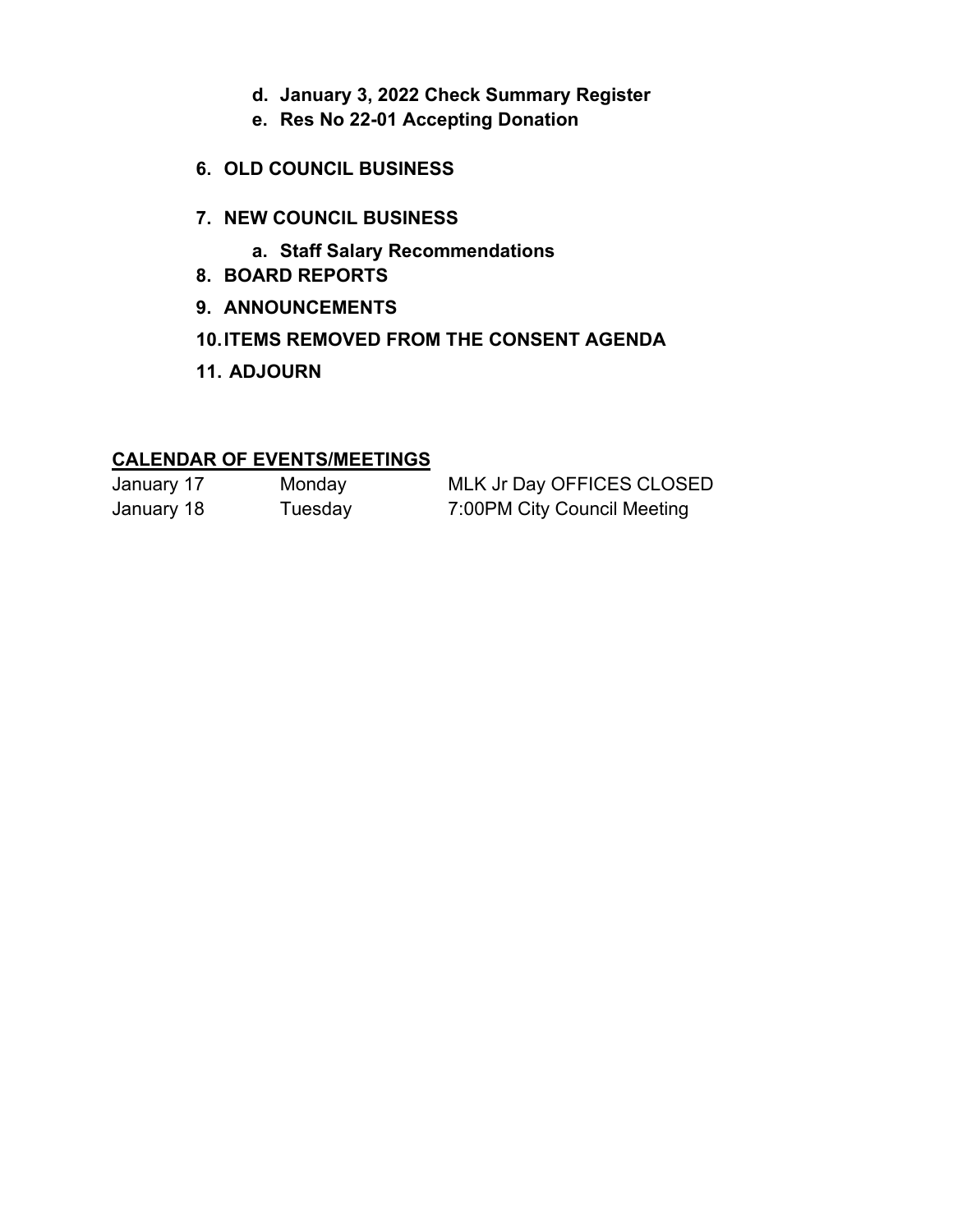- d. **January 3, 2022 Check Summary Register**
   - e. **Res No 22-01 Accepting Donation**

6. **OLD COUNCIL BUSINESS**

7. **NEW COUNCIL BUSINESS**

   - a. **Staff Salary Recommendations**

8. **BOARD REPORTS**

9. **ANNOUNCEMENTS**

10. **ITEMS REMOVED FROM THE CONSENT AGENDA**

11. **ADJOURN**

**CALENDAR OF EVENTS/MEETINGS**

| | | |
|---|---|---|
| January 17 | Monday | MLK Jr Day OFFICES CLOSED |
| January 18 | Tuesday | 7:00PM City Council Meeting |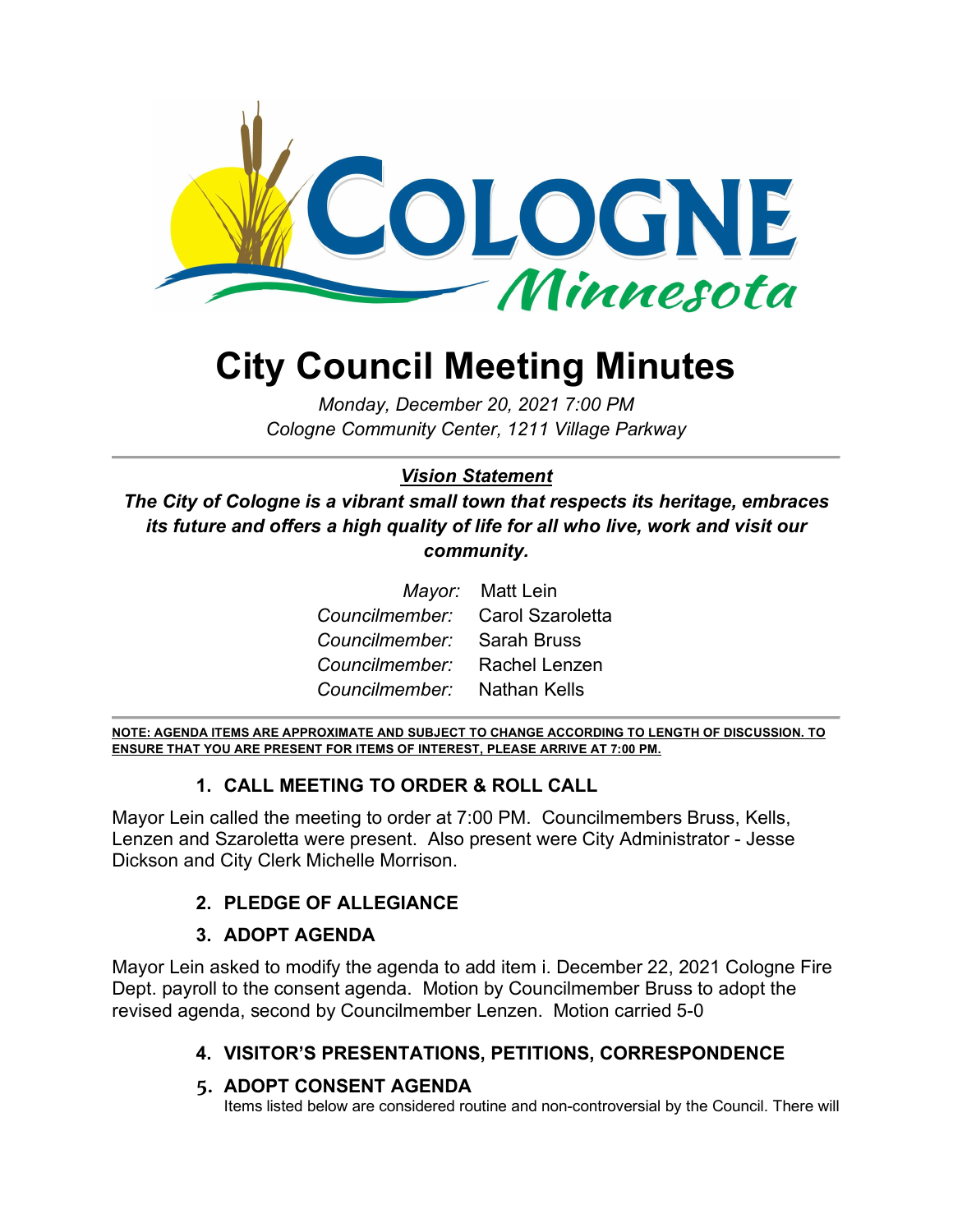# City Council Meeting Minutes

*Monday, December 20, 2021 7:00 PM*
*Cologne Community Center, 1211 Village Parkway*

---

***Vision Statement***

***The City of Cologne is a vibrant small town that respects its heritage, embraces its future and offers a high quality of life for all who live, work and visit our community.***

*Mayor:* Matt Lein
*Councilmember:* Carol Szaroletta
*Councilmember:* Sarah Bruss
*Councilmember:* Rachel Lenzen
*Councilmember:* Nathan Kells

---

**NOTE: AGENDA ITEMS ARE APPROXIMATE AND SUBJECT TO CHANGE ACCORDING TO LENGTH OF DISCUSSION. TO ENSURE THAT YOU ARE PRESENT FOR ITEMS OF INTEREST, PLEASE ARRIVE AT 7:00 PM.**

## 1. CALL MEETING TO ORDER & ROLL CALL

Mayor Lein called the meeting to order at 7:00 PM. Councilmembers Bruss, Kells, Lenzen and Szaroletta were present. Also present were City Administrator - Jesse Dickson and City Clerk Michelle Morrison.

## 2. PLEDGE OF ALLEGIANCE

## 3. ADOPT AGENDA

Mayor Lein asked to modify the agenda to add item i. December 22, 2021 Cologne Fire Dept. payroll to the consent agenda. Motion by Councilmember Bruss to adopt the revised agenda, second by Councilmember Lenzen. Motion carried 5-0

## 4. VISITOR'S PRESENTATIONS, PETITIONS, CORRESPONDENCE

## 5. ADOPT CONSENT AGENDA

Items listed below are considered routine and non-controversial by the Council. There will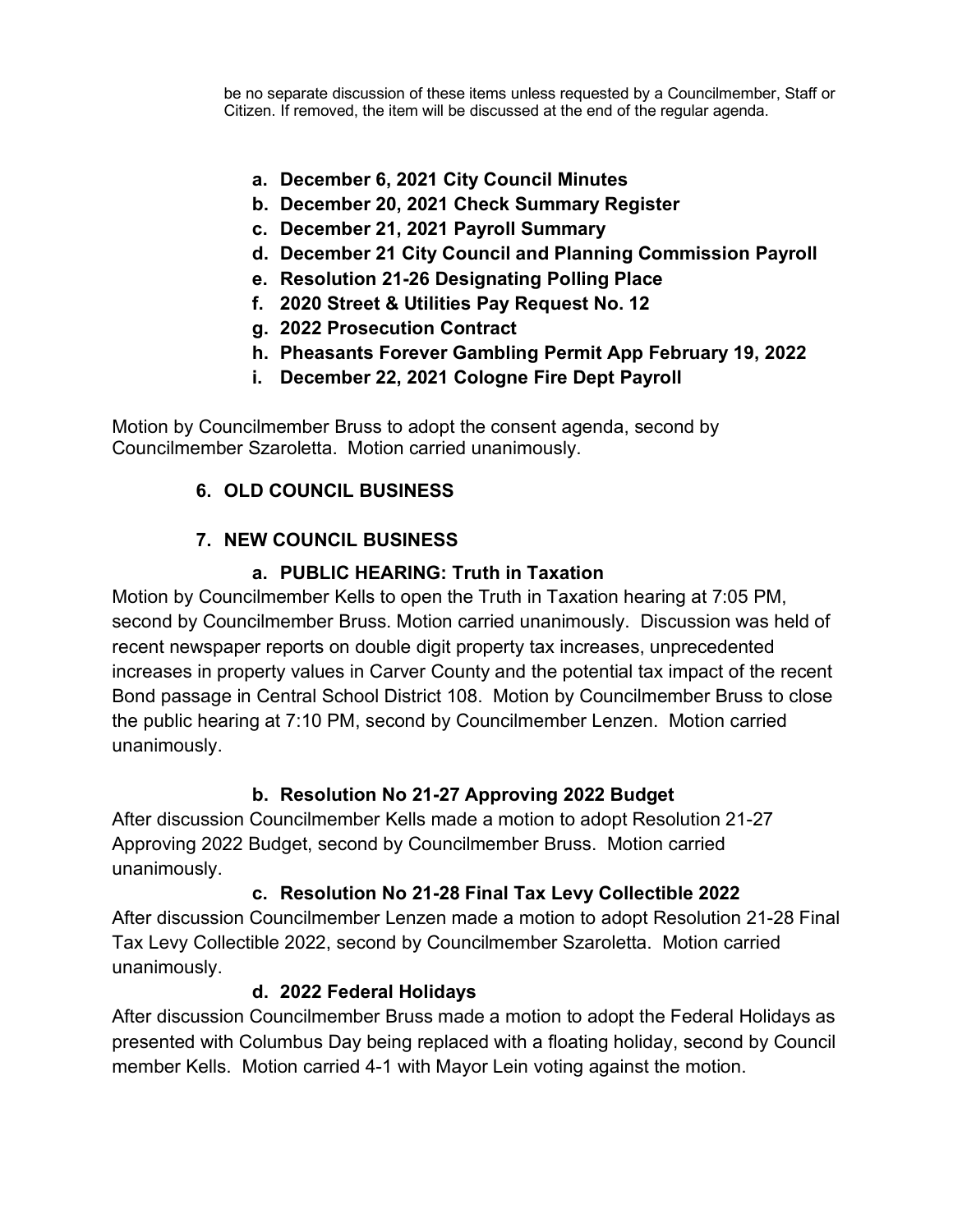be no separate discussion of these items unless requested by a Councilmember, Staff or Citizen. If removed, the item will be discussed at the end of the regular agenda.

- **a. December 6, 2021 City Council Minutes**
- **b. December 20, 2021 Check Summary Register**
- **c. December 21, 2021 Payroll Summary**
- **d. December 21 City Council and Planning Commission Payroll**
- **e. Resolution 21-26 Designating Polling Place**
- **f. 2020 Street & Utilities Pay Request No. 12**
- **g. 2022 Prosecution Contract**
- **h. Pheasants Forever Gambling Permit App February 19, 2022**
- **i. December 22, 2021 Cologne Fire Dept Payroll**

Motion by Councilmember Bruss to adopt the consent agenda, second by Councilmember Szaroletta. Motion carried unanimously.

## 6. OLD COUNCIL BUSINESS

## 7. NEW COUNCIL BUSINESS

### a. PUBLIC HEARING: Truth in Taxation

Motion by Councilmember Kells to open the Truth in Taxation hearing at 7:05 PM, second by Councilmember Bruss. Motion carried unanimously. Discussion was held of recent newspaper reports on double digit property tax increases, unprecedented increases in property values in Carver County and the potential tax impact of the recent Bond passage in Central School District 108. Motion by Councilmember Bruss to close the public hearing at 7:10 PM, second by Councilmember Lenzen. Motion carried unanimously.

### b. Resolution No 21-27 Approving 2022 Budget

After discussion Councilmember Kells made a motion to adopt Resolution 21-27 Approving 2022 Budget, second by Councilmember Bruss. Motion carried unanimously.

### c. Resolution No 21-28 Final Tax Levy Collectible 2022

After discussion Councilmember Lenzen made a motion to adopt Resolution 21-28 Final Tax Levy Collectible 2022, second by Councilmember Szaroletta. Motion carried unanimously.

### d. 2022 Federal Holidays

After discussion Councilmember Bruss made a motion to adopt the Federal Holidays as presented with Columbus Day being replaced with a floating holiday, second by Council member Kells. Motion carried 4-1 with Mayor Lein voting against the motion.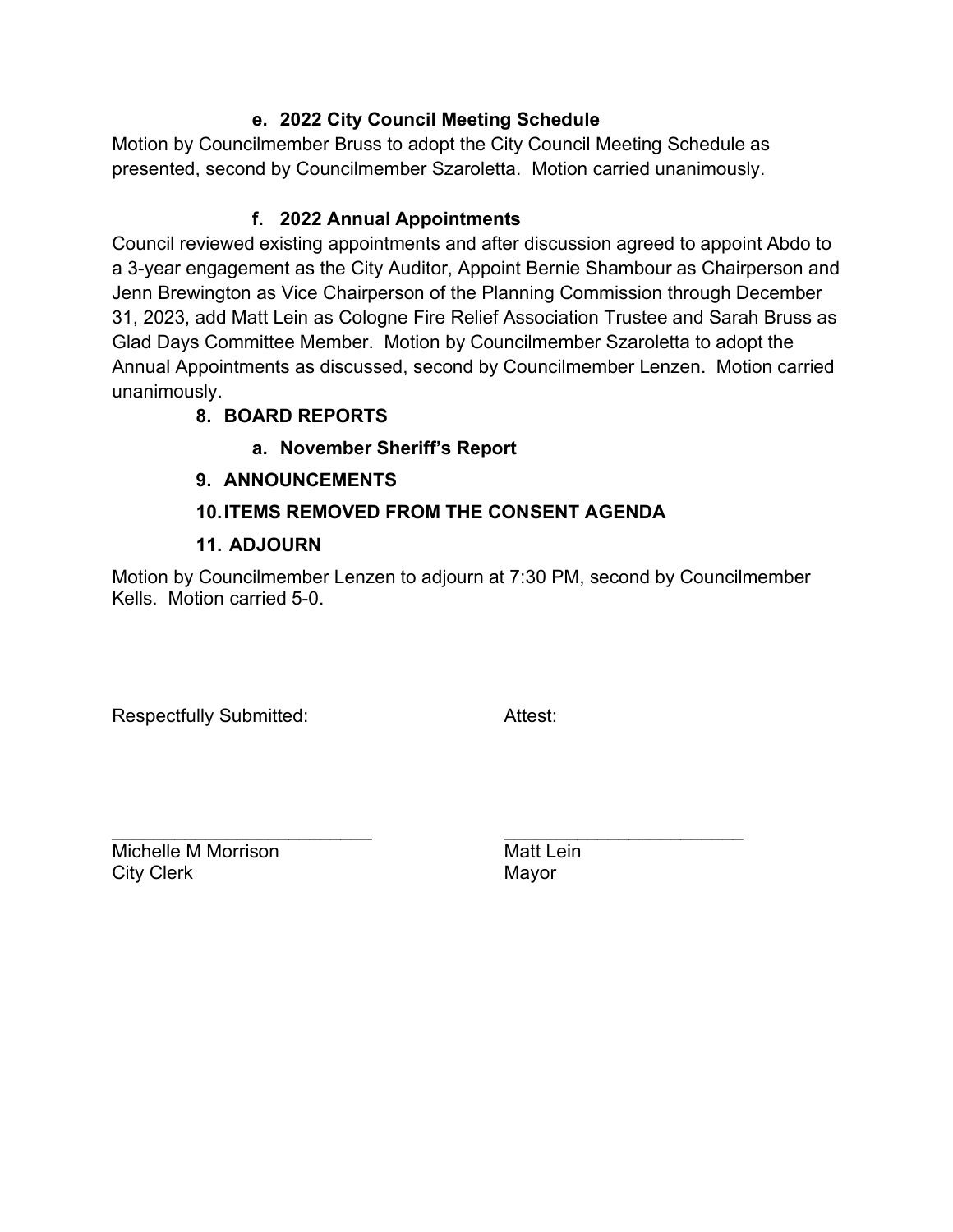**e. 2022 City Council Meeting Schedule**

Motion by Councilmember Bruss to adopt the City Council Meeting Schedule as presented, second by Councilmember Szaroletta. Motion carried unanimously.

**f. 2022 Annual Appointments**

Council reviewed existing appointments and after discussion agreed to appoint Abdo to a 3-year engagement as the City Auditor, Appoint Bernie Shambour as Chairperson and Jenn Brewington as Vice Chairperson of the Planning Commission through December 31, 2023, add Matt Lein as Cologne Fire Relief Association Trustee and Sarah Bruss as Glad Days Committee Member. Motion by Councilmember Szaroletta to adopt the Annual Appointments as discussed, second by Councilmember Lenzen. Motion carried unanimously.

**8. BOARD REPORTS**

**a. November Sheriff's Report**

**9. ANNOUNCEMENTS**

**10. ITEMS REMOVED FROM THE CONSENT AGENDA**

**11. ADJOURN**

Motion by Councilmember Lenzen to adjourn at 7:30 PM, second by Councilmember Kells. Motion carried 5-0.

| Respectfully Submitted: | Attest: |
| --- | --- |
| ___________________________ | _________________________ |
| Michelle M Morrison | Matt Lein |
| City Clerk | Mayor |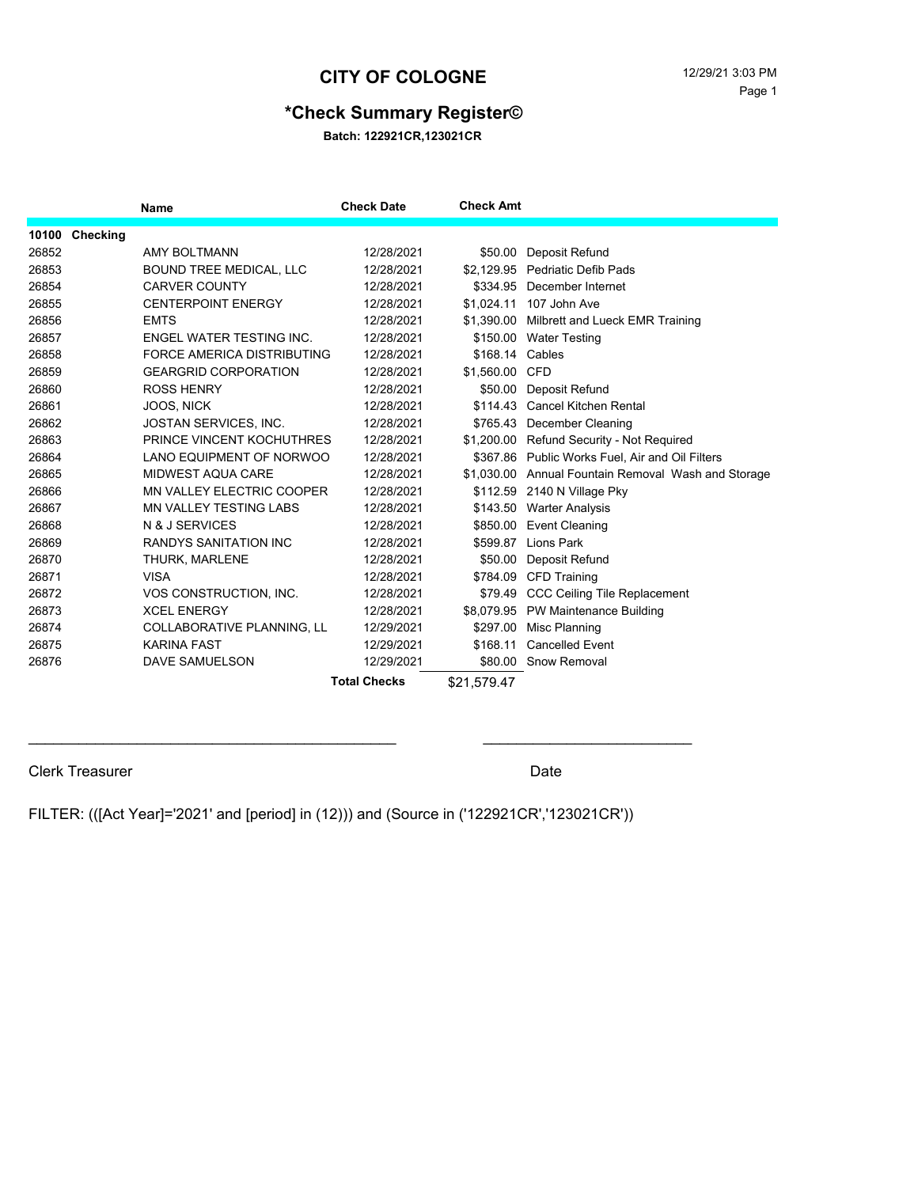# CITY OF COLOGNE

12/29/21 3:03 PM

## *Check Summary Register©

**Batch: 122921CR,123021CR**

| | Name | Check Date | Check Amt | |
|---|---|---|---|---|
| **10100** | **Checking** | | | |
| 26852 | AMY BOLTMANN | 12/28/2021 | $50.00 | Deposit Refund |
| 26853 | BOUND TREE MEDICAL, LLC | 12/28/2021 | $2,129.95 | Pedriatic Defib Pads |
| 26854 | CARVER COUNTY | 12/28/2021 | $334.95 | December Internet |
| 26855 | CENTERPOINT ENERGY | 12/28/2021 | $1,024.11 | 107 John Ave |
| 26856 | EMTS | 12/28/2021 | $1,390.00 | Milbrett and Lueck EMR Training |
| 26857 | ENGEL WATER TESTING INC. | 12/28/2021 | $150.00 | Water Testing |
| 26858 | FORCE AMERICA DISTRIBUTING | 12/28/2021 | $168.14 | Cables |
| 26859 | GEARGRID CORPORATION | 12/28/2021 | $1,560.00 | CFD |
| 26860 | ROSS HENRY | 12/28/2021 | $50.00 | Deposit Refund |
| 26861 | JOOS, NICK | 12/28/2021 | $114.43 | Cancel Kitchen Rental |
| 26862 | JOSTAN SERVICES, INC. | 12/28/2021 | $765.43 | December Cleaning |
| 26863 | PRINCE VINCENT KOCHUTHRES | 12/28/2021 | $1,200.00 | Refund Security - Not Required |
| 26864 | LANO EQUIPMENT OF NORWOO | 12/28/2021 | $367.86 | Public Works Fuel, Air and Oil Filters |
| 26865 | MIDWEST AQUA CARE | 12/28/2021 | $1,030.00 | Annual Fountain Removal Wash and Storage |
| 26866 | MN VALLEY ELECTRIC COOPER | 12/28/2021 | $112.59 | 2140 N Village Pky |
| 26867 | MN VALLEY TESTING LABS | 12/28/2021 | $143.50 | Warter Analysis |
| 26868 | N & J SERVICES | 12/28/2021 | $850.00 | Event Cleaning |
| 26869 | RANDYS SANITATION INC | 12/28/2021 | $599.87 | Lions Park |
| 26870 | THURK, MARLENE | 12/28/2021 | $50.00 | Deposit Refund |
| 26871 | VISA | 12/28/2021 | $784.09 | CFD Training |
| 26872 | VOS CONSTRUCTION, INC. | 12/28/2021 | $79.49 | CCC Ceiling Tile Replacement |
| 26873 | XCEL ENERGY | 12/28/2021 | $8,079.95 | PW Maintenance Building |
| 26874 | COLLABORATIVE PLANNING, LL | 12/29/2021 | $297.00 | Misc Planning |
| 26875 | KARINA FAST | 12/29/2021 | $168.11 | Cancelled Event |
| 26876 | DAVE SAMUELSON | 12/29/2021 | $80.00 | Snow Removal |
| | | **Total Checks** | $21,579.47 | |

_______________________________________________ ___________________________

Clerk Treasurer Date

FILTER: (([Act Year]='2021' and [period] in (12))) and (Source in ('122921CR','123021CR'))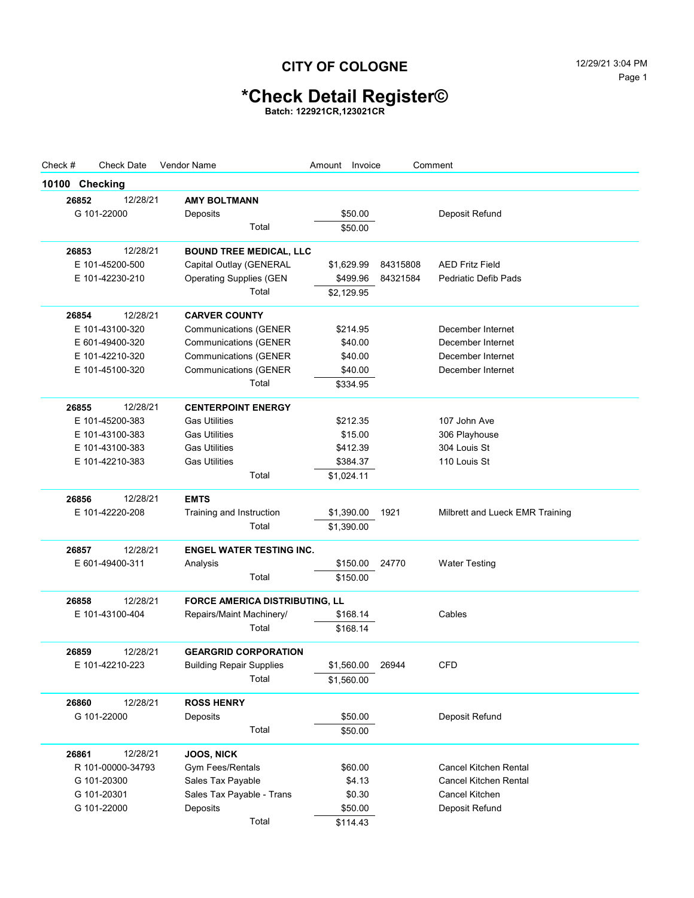# CITY OF COLOGNE

## *Check Detail Register©

**Batch: 122921CR,123021CR**

| Check # | Check Date | Vendor Name | Amount | Invoice | Comment |
|---|---|---|---|---|---|
| **10100 Checking** | | | | | |
| **26852** | 12/28/21 | **AMY BOLTMANN** | | | |
| G 101-22000 | | Deposits | $50.00 | | Deposit Refund |
| | | Total | $50.00 | | |
| **26853** | 12/28/21 | **BOUND TREE MEDICAL, LLC** | | | |
| E 101-45200-500 | | Capital Outlay (GENERAL | $1,629.99 | 84315808 | AED Fritz Field |
| E 101-42230-210 | | Operating Supplies (GEN | $499.96 | 84321584 | Pedriatic Defib Pads |
| | | Total | $2,129.95 | | |
| **26854** | 12/28/21 | **CARVER COUNTY** | | | |
| E 101-43100-320 | | Communications (GENER | $214.95 | | December Internet |
| E 601-49400-320 | | Communications (GENER | $40.00 | | December Internet |
| E 101-42210-320 | | Communications (GENER | $40.00 | | December Internet |
| E 101-45100-320 | | Communications (GENER | $40.00 | | December Internet |
| | | Total | $334.95 | | |
| **26855** | 12/28/21 | **CENTERPOINT ENERGY** | | | |
| E 101-45200-383 | | Gas Utilities | $212.35 | | 107 John Ave |
| E 101-43100-383 | | Gas Utilities | $15.00 | | 306 Playhouse |
| E 101-43100-383 | | Gas Utilities | $412.39 | | 304 Louis St |
| E 101-42210-383 | | Gas Utilities | $384.37 | | 110 Louis St |
| | | Total | $1,024.11 | | |
| **26856** | 12/28/21 | **EMTS** | | | |
| E 101-42220-208 | | Training and Instruction | $1,390.00 | 1921 | Milbrett and Lueck EMR Training |
| | | Total | $1,390.00 | | |
| **26857** | 12/28/21 | **ENGEL WATER TESTING INC.** | | | |
| E 601-49400-311 | | Analysis | $150.00 | 24770 | Water Testing |
| | | Total | $150.00 | | |
| **26858** | 12/28/21 | **FORCE AMERICA DISTRIBUTING, LL** | | | |
| E 101-43100-404 | | Repairs/Maint Machinery/ | $168.14 | | Cables |
| | | Total | $168.14 | | |
| **26859** | 12/28/21 | **GEARGRID CORPORATION** | | | |
| E 101-42210-223 | | Building Repair Supplies | $1,560.00 | 26944 | CFD |
| | | Total | $1,560.00 | | |
| **26860** | 12/28/21 | **ROSS HENRY** | | | |
| G 101-22000 | | Deposits | $50.00 | | Deposit Refund |
| | | Total | $50.00 | | |
| **26861** | 12/28/21 | **JOOS, NICK** | | | |
| R 101-00000-34793 | | Gym Fees/Rentals | $60.00 | | Cancel Kitchen Rental |
| G 101-20300 | | Sales Tax Payable | $4.13 | | Cancel Kitchen Rental |
| G 101-20301 | | Sales Tax Payable - Trans | $0.30 | | Cancel Kitchen |
| G 101-22000 | | Deposits | $50.00 | | Deposit Refund |
| | | Total | $114.43 | | |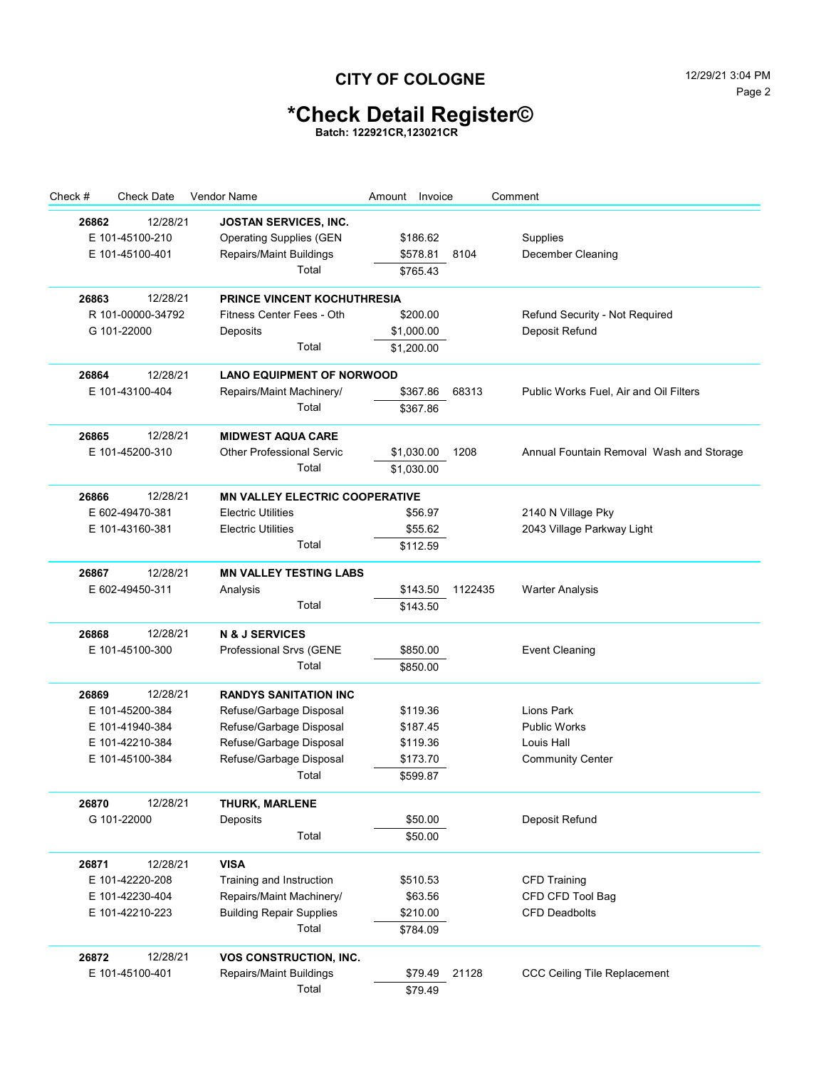# CITY OF COLOGNE

## *Check Detail Register©

**Batch: 122921CR,123021CR**

| Check # | Check Date | Vendor Name | Amount | Invoice | Comment |
|---|---|---|---|---|---|
| **26862** | 12/28/21 | **JOSTAN SERVICES, INC.** | | | |
| E 101-45100-210 | | Operating Supplies (GEN | $186.62 | | Supplies |
| E 101-45100-401 | | Repairs/Maint Buildings | $578.81 | 8104 | December Cleaning |
| | | Total | $765.43 | | |
| **26863** | 12/28/21 | **PRINCE VINCENT KOCHUTHRESIA** | | | |
| R 101-00000-34792 | | Fitness Center Fees - Oth | $200.00 | | Refund Security - Not Required |
| G 101-22000 | | Deposits | $1,000.00 | | Deposit Refund |
| | | Total | $1,200.00 | | |
| **26864** | 12/28/21 | **LANO EQUIPMENT OF NORWOOD** | | | |
| E 101-43100-404 | | Repairs/Maint Machinery/ | $367.86 | 68313 | Public Works Fuel, Air and Oil Filters |
| | | Total | $367.86 | | |
| **26865** | 12/28/21 | **MIDWEST AQUA CARE** | | | |
| E 101-45200-310 | | Other Professional Servic | $1,030.00 | 1208 | Annual Fountain Removal Wash and Storage |
| | | Total | $1,030.00 | | |
| **26866** | 12/28/21 | **MN VALLEY ELECTRIC COOPERATIVE** | | | |
| E 602-49470-381 | | Electric Utilities | $56.97 | | 2140 N Village Pky |
| E 101-43160-381 | | Electric Utilities | $55.62 | | 2043 Village Parkway Light |
| | | Total | $112.59 | | |
| **26867** | 12/28/21 | **MN VALLEY TESTING LABS** | | | |
| E 602-49450-311 | | Analysis | $143.50 | 1122435 | Warter Analysis |
| | | Total | $143.50 | | |
| **26868** | 12/28/21 | **N & J SERVICES** | | | |
| E 101-45100-300 | | Professional Srvs (GENE | $850.00 | | Event Cleaning |
| | | Total | $850.00 | | |
| **26869** | 12/28/21 | **RANDYS SANITATION INC** | | | |
| E 101-45200-384 | | Refuse/Garbage Disposal | $119.36 | | Lions Park |
| E 101-41940-384 | | Refuse/Garbage Disposal | $187.45 | | Public Works |
| E 101-42210-384 | | Refuse/Garbage Disposal | $119.36 | | Louis Hall |
| E 101-45100-384 | | Refuse/Garbage Disposal | $173.70 | | Community Center |
| | | Total | $599.87 | | |
| **26870** | 12/28/21 | **THURK, MARLENE** | | | |
| G 101-22000 | | Deposits | $50.00 | | Deposit Refund |
| | | Total | $50.00 | | |
| **26871** | 12/28/21 | **VISA** | | | |
| E 101-42220-208 | | Training and Instruction | $510.53 | | CFD Training |
| E 101-42230-404 | | Repairs/Maint Machinery/ | $63.56 | | CFD CFD Tool Bag |
| E 101-42210-223 | | Building Repair Supplies | $210.00 | | CFD Deadbolts |
| | | Total | $784.09 | | |
| **26872** | 12/28/21 | **VOS CONSTRUCTION, INC.** | | | |
| E 101-45100-401 | | Repairs/Maint Buildings | $79.49 | 21128 | CCC Ceiling Tile Replacement |
| | | Total | $79.49 | | |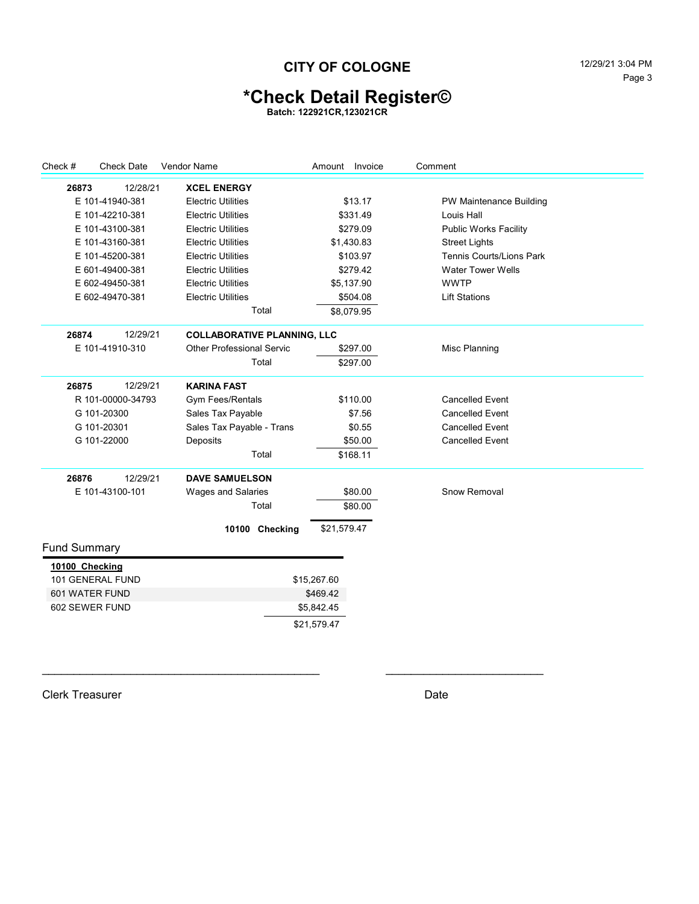# CITY OF COLOGNE

# *Check Detail Register©

**Batch: 122921CR,123021CR**

| Check # | Check Date | Vendor Name | Amount | Invoice | Comment |
|---|---|---|---|---|---|
| **26873** | 12/28/21 | **XCEL ENERGY** | | | |
| E 101-41940-381 | | Electric Utilities | $13.17 | | PW Maintenance Building |
| E 101-42210-381 | | Electric Utilities | $331.49 | | Louis Hall |
| E 101-43100-381 | | Electric Utilities | $279.09 | | Public Works Facility |
| E 101-43160-381 | | Electric Utilities | $1,430.83 | | Street Lights |
| E 101-45200-381 | | Electric Utilities | $103.97 | | Tennis Courts/Lions Park |
| E 601-49400-381 | | Electric Utilities | $279.42 | | Water Tower Wells |
| E 602-49450-381 | | Electric Utilities | $5,137.90 | | WWTP |
| E 602-49470-381 | | Electric Utilities | $504.08 | | Lift Stations |
| | | Total | $8,079.95 | | |
| **26874** | 12/29/21 | **COLLABORATIVE PLANNING, LLC** | | | |
| E 101-41910-310 | | Other Professional Servic | $297.00 | | Misc Planning |
| | | Total | $297.00 | | |
| **26875** | 12/29/21 | **KARINA FAST** | | | |
| R 101-00000-34793 | | Gym Fees/Rentals | $110.00 | | Cancelled Event |
| G 101-20300 | | Sales Tax Payable | $7.56 | | Cancelled Event |
| G 101-20301 | | Sales Tax Payable - Trans | $0.55 | | Cancelled Event |
| G 101-22000 | | Deposits | $50.00 | | Cancelled Event |
| | | Total | $168.11 | | |
| **26876** | 12/29/21 | **DAVE SAMUELSON** | | | |
| E 101-43100-101 | | Wages and Salaries | $80.00 | | Snow Removal |
| | | Total | $80.00 | | |
| | | **10100 Checking** | $21,579.47 | | |

## Fund Summary

| **10100 Checking** | |
|---|---|
| 101 GENERAL FUND | $15,267.60 |
| 601 WATER FUND | $469.42 |
| 602 SEWER FUND | $5,842.45 |
| | $21,579.47 |

\_\_\_\_\_\_\_\_\_\_\_\_\_\_\_\_\_\_\_\_\_\_\_\_\_\_\_\_\_\_\_\_\_\_\_\_\_\_\_\_ \_\_\_\_\_\_\_\_\_\_\_\_\_\_\_\_\_\_\_\_\_\_\_\_

Clerk Treasurer Date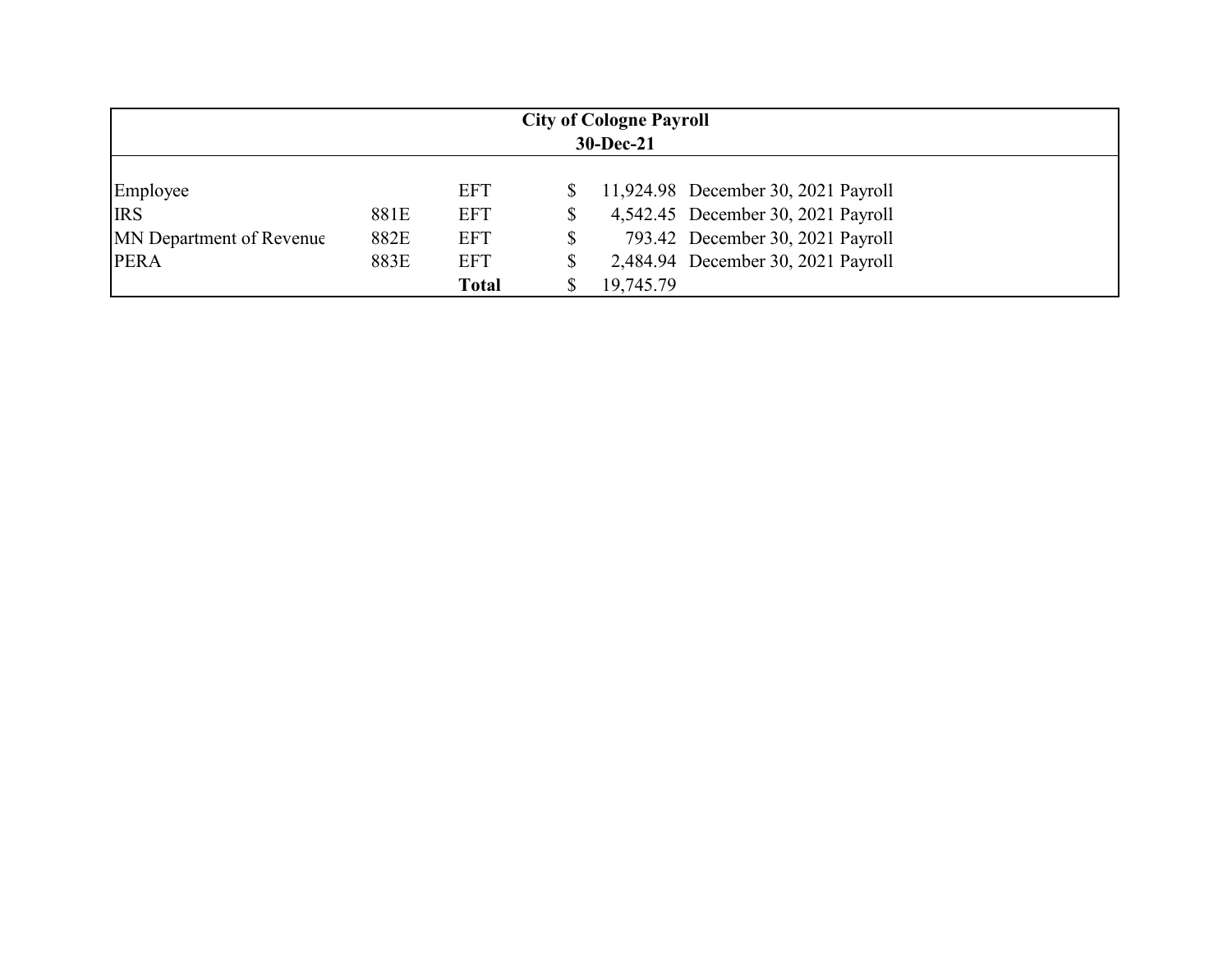**City of Cologne Payroll**
**30-Dec-21**

| | | | | | |
|---|---|---|---|---|---|
| Employee | | EFT | $ | 11,924.98 | December 30, 2021 Payroll |
| IRS | 881E | EFT | $ | 4,542.45 | December 30, 2021 Payroll |
| MN Department of Revenue | 882E | EFT | $ | 793.42 | December 30, 2021 Payroll |
| PERA | 883E | EFT | $ | 2,484.94 | December 30, 2021 Payroll |
| | | **Total** | $ | 19,745.79 | |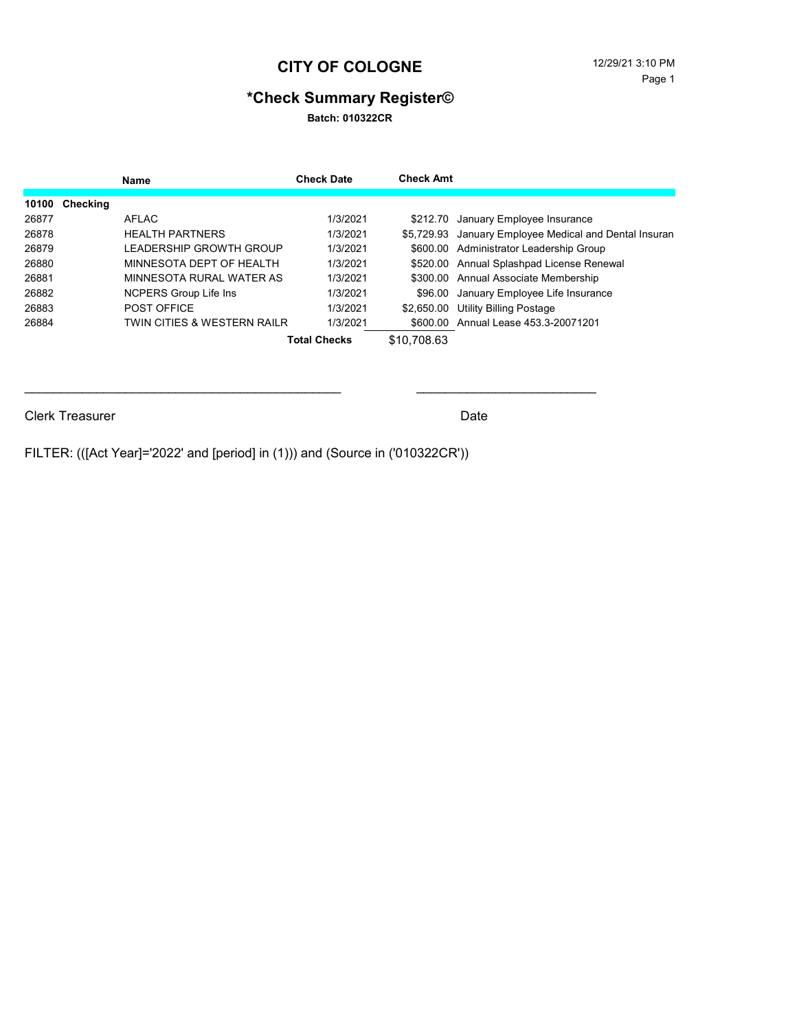# CITY OF COLOGNE

12/29/21 3:10 PM

## *Check Summary Register©

**Batch: 010322CR**

| | Name | Check Date | Check Amt | |
|---|---|---|---|---|
| **10100 Checking** | | | | |
| 26877 | AFLAC | 1/3/2021 | $212.70 | January Employee Insurance |
| 26878 | HEALTH PARTNERS | 1/3/2021 | $5,729.93 | January Employee Medical and Dental Insuran |
| 26879 | LEADERSHIP GROWTH GROUP | 1/3/2021 | $600.00 | Administrator Leadership Group |
| 26880 | MINNESOTA DEPT OF HEALTH | 1/3/2021 | $520.00 | Annual Splashpad License Renewal |
| 26881 | MINNESOTA RURAL WATER AS | 1/3/2021 | $300.00 | Annual Associate Membership |
| 26882 | NCPERS Group Life Ins | 1/3/2021 | $96.00 | January Employee Life Insurance |
| 26883 | POST OFFICE | 1/3/2021 | $2,650.00 | Utility Billing Postage |
| 26884 | TWIN CITIES & WESTERN RAILR | 1/3/2021 | $600.00 | Annual Lease 453.3-20071201 |
| | | **Total Checks** | $10,708.63 | |

_______________________________________________ ___________________________

Clerk Treasurer Date

FILTER: (([Act Year]='2022' and [period] in (1))) and (Source in ('010322CR'))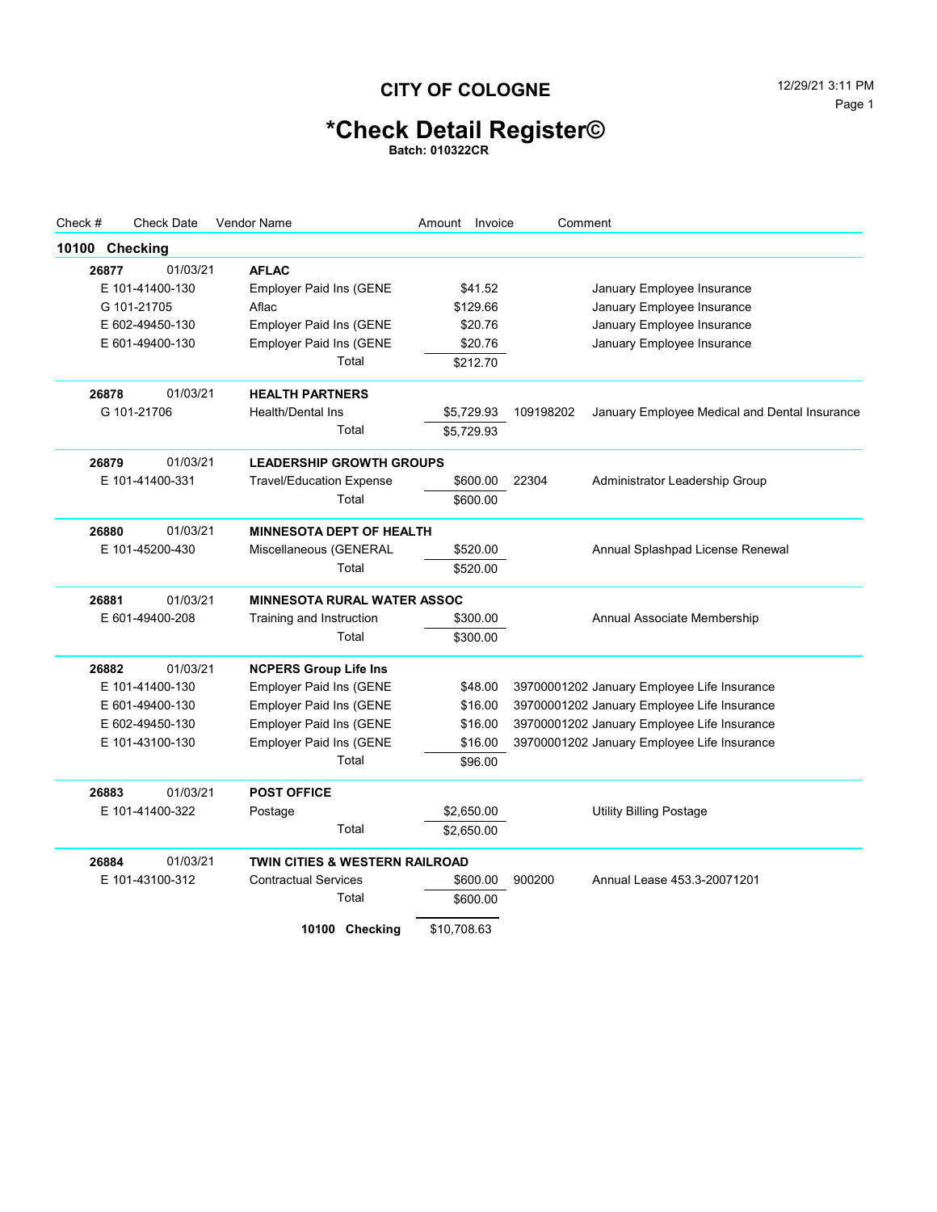# CITY OF COLOGNE

# *Check Detail Register©

**Batch: 010322CR**

| Check # | Check Date | Vendor Name | Amount | Invoice | Comment |
|---|---|---|---|---|---|
| **10100 Checking** | | | | | |
| **26877** | 01/03/21 | **AFLAC** | | | |
| E 101-41400-130 | | Employer Paid Ins (GENE | $41.52 | | January Employee Insurance |
| G 101-21705 | | Aflac | $129.66 | | January Employee Insurance |
| E 602-49450-130 | | Employer Paid Ins (GENE | $20.76 | | January Employee Insurance |
| E 601-49400-130 | | Employer Paid Ins (GENE | $20.76 | | January Employee Insurance |
| | | Total | $212.70 | | |
| **26878** | 01/03/21 | **HEALTH PARTNERS** | | | |
| G 101-21706 | | Health/Dental Ins | $5,729.93 | 109198202 | January Employee Medical and Dental Insurance |
| | | Total | $5,729.93 | | |
| **26879** | 01/03/21 | **LEADERSHIP GROWTH GROUPS** | | | |
| E 101-41400-331 | | Travel/Education Expense | $600.00 | 22304 | Administrator Leadership Group |
| | | Total | $600.00 | | |
| **26880** | 01/03/21 | **MINNESOTA DEPT OF HEALTH** | | | |
| E 101-45200-430 | | Miscellaneous (GENERAL | $520.00 | | Annual Splashpad License Renewal |
| | | Total | $520.00 | | |
| **26881** | 01/03/21 | **MINNESOTA RURAL WATER ASSOC** | | | |
| E 601-49400-208 | | Training and Instruction | $300.00 | | Annual Associate Membership |
| | | Total | $300.00 | | |
| **26882** | 01/03/21 | **NCPERS Group Life Ins** | | | |
| E 101-41400-130 | | Employer Paid Ins (GENE | $48.00 | 39700001202 | January Employee Life Insurance |
| E 601-49400-130 | | Employer Paid Ins (GENE | $16.00 | 39700001202 | January Employee Life Insurance |
| E 602-49450-130 | | Employer Paid Ins (GENE | $16.00 | 39700001202 | January Employee Life Insurance |
| E 101-43100-130 | | Employer Paid Ins (GENE | $16.00 | 39700001202 | January Employee Life Insurance |
| | | Total | $96.00 | | |
| **26883** | 01/03/21 | **POST OFFICE** | | | |
| E 101-41400-322 | | Postage | $2,650.00 | | Utility Billing Postage |
| | | Total | $2,650.00 | | |
| **26884** | 01/03/21 | **TWIN CITIES & WESTERN RAILROAD** | | | |
| E 101-43100-312 | | Contractual Services | $600.00 | 900200 | Annual Lease 453.3-20071201 |
| | | Total | $600.00 | | |
| | | **10100 Checking** | $10,708.63 | | |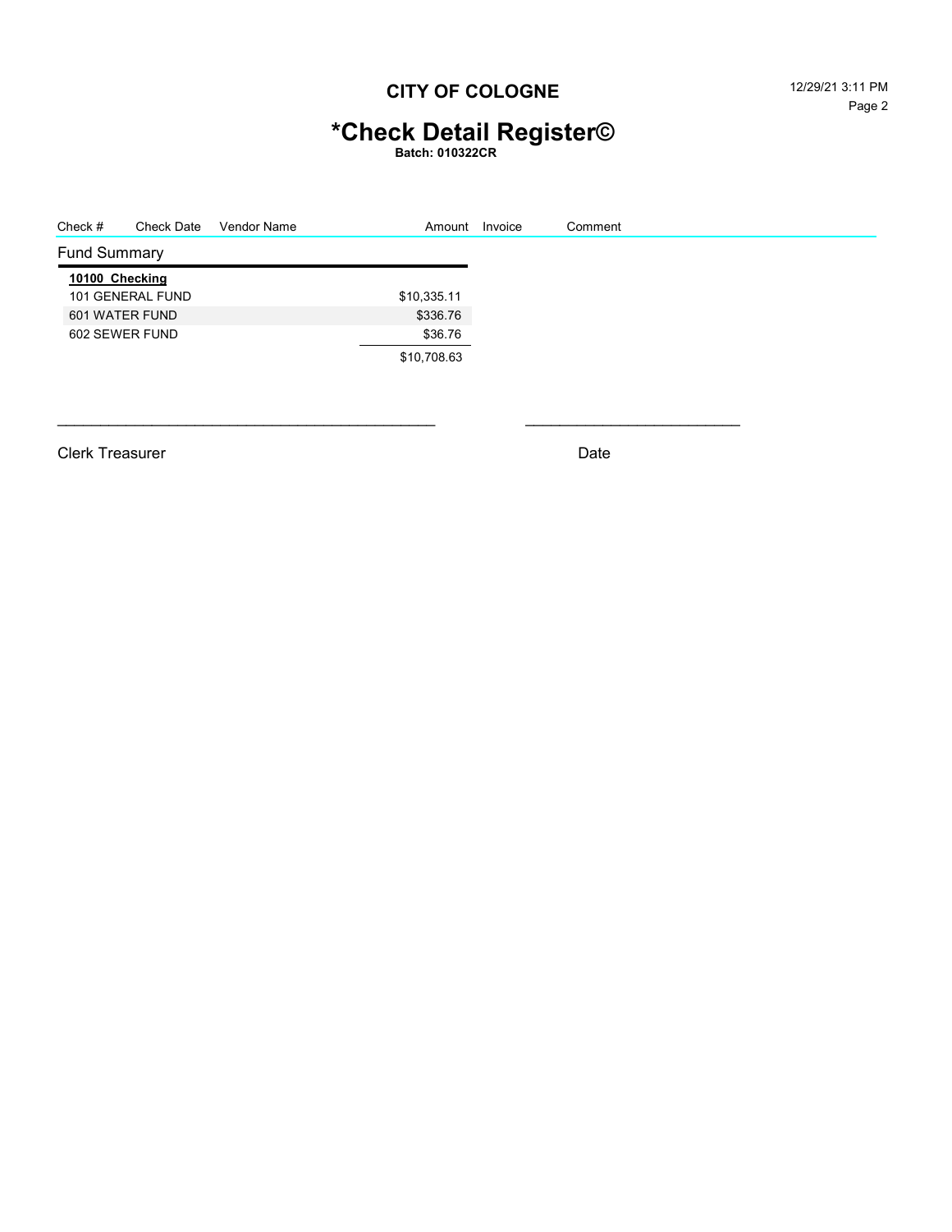# CITY OF COLOGNE

## *Check Detail Register©

**Batch: 010322CR**

| Check # | Check Date | Vendor Name | Amount | Invoice | Comment |
|---|---|---|---|---|---|

### Fund Summary

| **10100 Checking** | |
|---|---|
| 101 GENERAL FUND | $10,335.11 |
| 601 WATER FUND | $336.76 |
| 602 SEWER FUND | $36.76 |
| | $10,708.63 |

\_\_\_\_\_\_\_\_\_\_\_\_\_\_\_\_\_\_\_\_\_\_\_\_\_\_\_\_\_\_\_\_\_\_\_\_\_\_\_\_ \_\_\_\_\_\_\_\_\_\_\_\_\_\_\_\_\_\_\_\_\_\_\_\_\_\_

Clerk Treasurer Date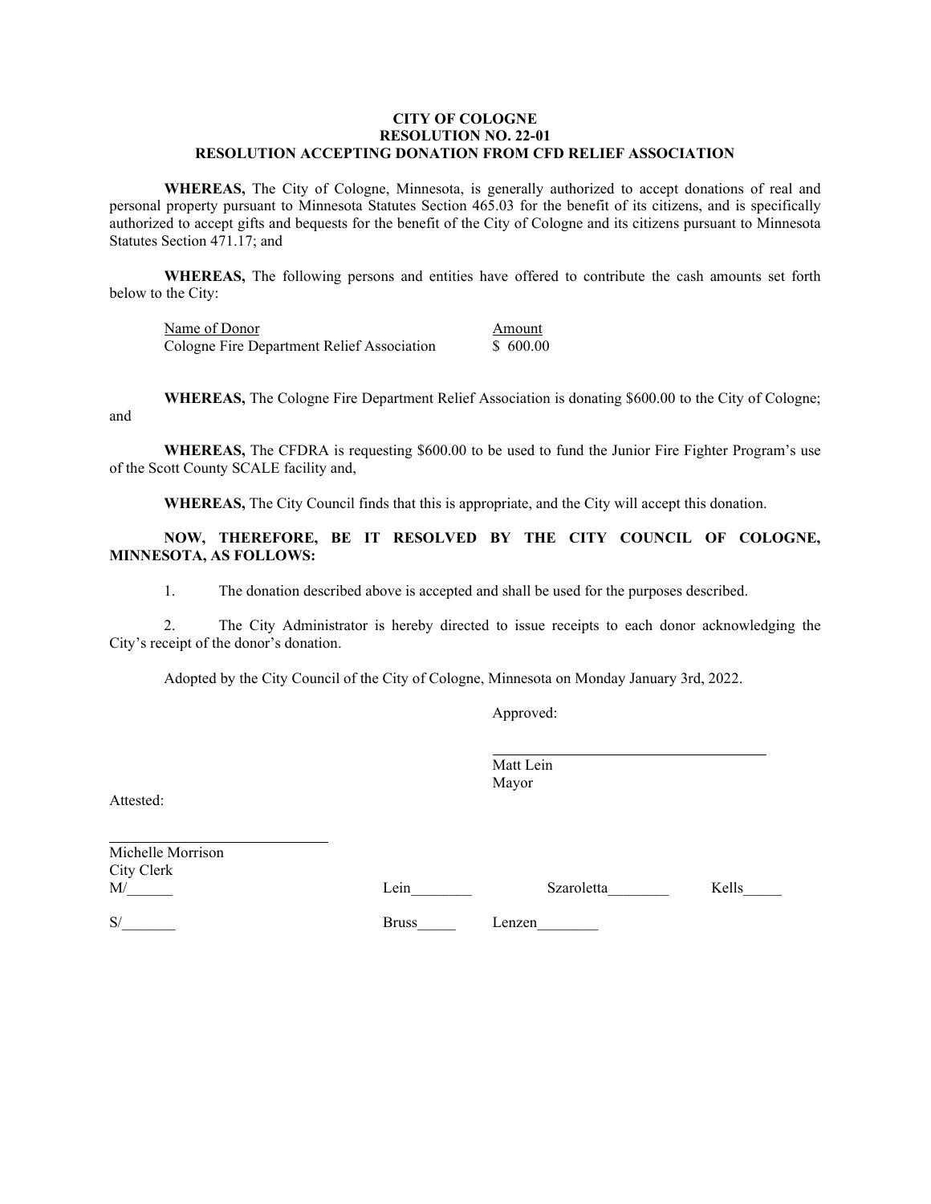**CITY OF COLOGNE**
**RESOLUTION NO. 22-01**
**RESOLUTION ACCEPTING DONATION FROM CFD RELIEF ASSOCIATION**

**WHEREAS,** The City of Cologne, Minnesota, is generally authorized to accept donations of real and personal property pursuant to Minnesota Statutes Section 465.03 for the benefit of its citizens, and is specifically authorized to accept gifts and bequests for the benefit of the City of Cologne and its citizens pursuant to Minnesota Statutes Section 471.17; and

**WHEREAS,** The following persons and entities have offered to contribute the cash amounts set forth below to the City:

| Name of Donor | Amount |
|---|---|
| Cologne Fire Department Relief Association | $ 600.00 |

**WHEREAS,** The Cologne Fire Department Relief Association is donating $600.00 to the City of Cologne; and

**WHEREAS,** The CFDRA is requesting $600.00 to be used to fund the Junior Fire Fighter Program's use of the Scott County SCALE facility and,

**WHEREAS,** The City Council finds that this is appropriate, and the City will accept this donation.

**NOW, THEREFORE, BE IT RESOLVED BY THE CITY COUNCIL OF COLOGNE, MINNESOTA, AS FOLLOWS:**

1. The donation described above is accepted and shall be used for the purposes described.

2. The City Administrator is hereby directed to issue receipts to each donor acknowledging the City's receipt of the donor's donation.

Adopted by the City Council of the City of Cologne, Minnesota on Monday January 3rd, 2022.

Approved:

_________________________________
Matt Lein
Mayor

Attested:

_________________________________
Michelle Morrison
City Clerk

M/______ Lein________ Szaroletta________ Kells_____

S/_______ Bruss_____ Lenzen________